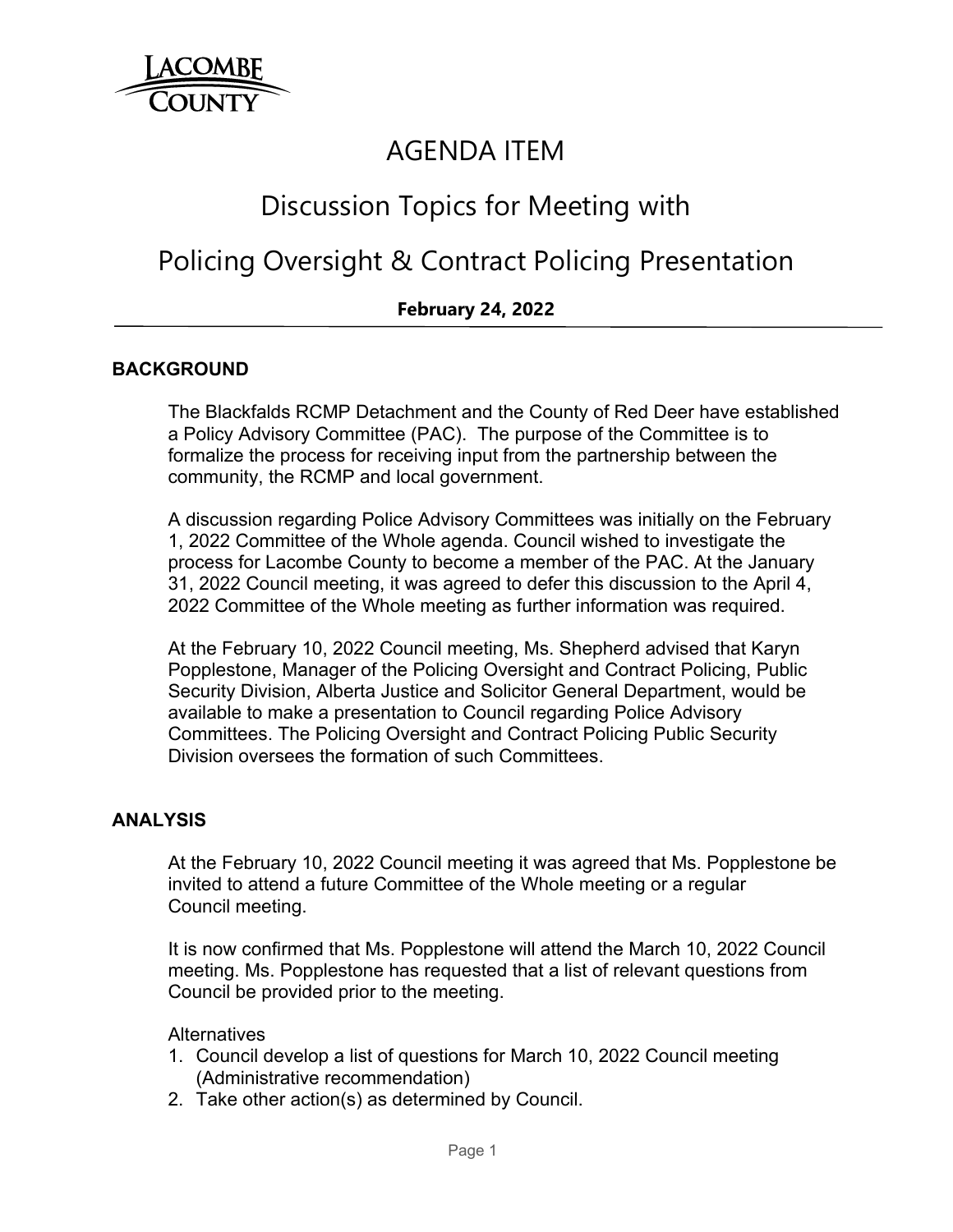LACOMBE COUNTY

# AGENDA ITEM

## Discussion Topics for Meeting with

## Policing Oversight & Contract Policing Presentation

**February 24, 2022**

---

### BACKGROUND

The Blackfalds RCMP Detachment and the County of Red Deer have established a Policy Advisory Committee (PAC). The purpose of the Committee is to formalize the process for receiving input from the partnership between the community, the RCMP and local government.

A discussion regarding Police Advisory Committees was initially on the February 1, 2022 Committee of the Whole agenda. Council wished to investigate the process for Lacombe County to become a member of the PAC. At the January 31, 2022 Council meeting, it was agreed to defer this discussion to the April 4, 2022 Committee of the Whole meeting as further information was required.

At the February 10, 2022 Council meeting, Ms. Shepherd advised that Karyn Popplestone, Manager of the Policing Oversight and Contract Policing, Public Security Division, Alberta Justice and Solicitor General Department, would be available to make a presentation to Council regarding Police Advisory Committees. The Policing Oversight and Contract Policing Public Security Division oversees the formation of such Committees.

### ANALYSIS

At the February 10, 2022 Council meeting it was agreed that Ms. Popplestone be invited to attend a future Committee of the Whole meeting or a regular Council meeting.

It is now confirmed that Ms. Popplestone will attend the March 10, 2022 Council meeting. Ms. Popplestone has requested that a list of relevant questions from Council be provided prior to the meeting.

Alternatives

1. Council develop a list of questions for March 10, 2022 Council meeting (Administrative recommendation)
2. Take other action(s) as determined by Council.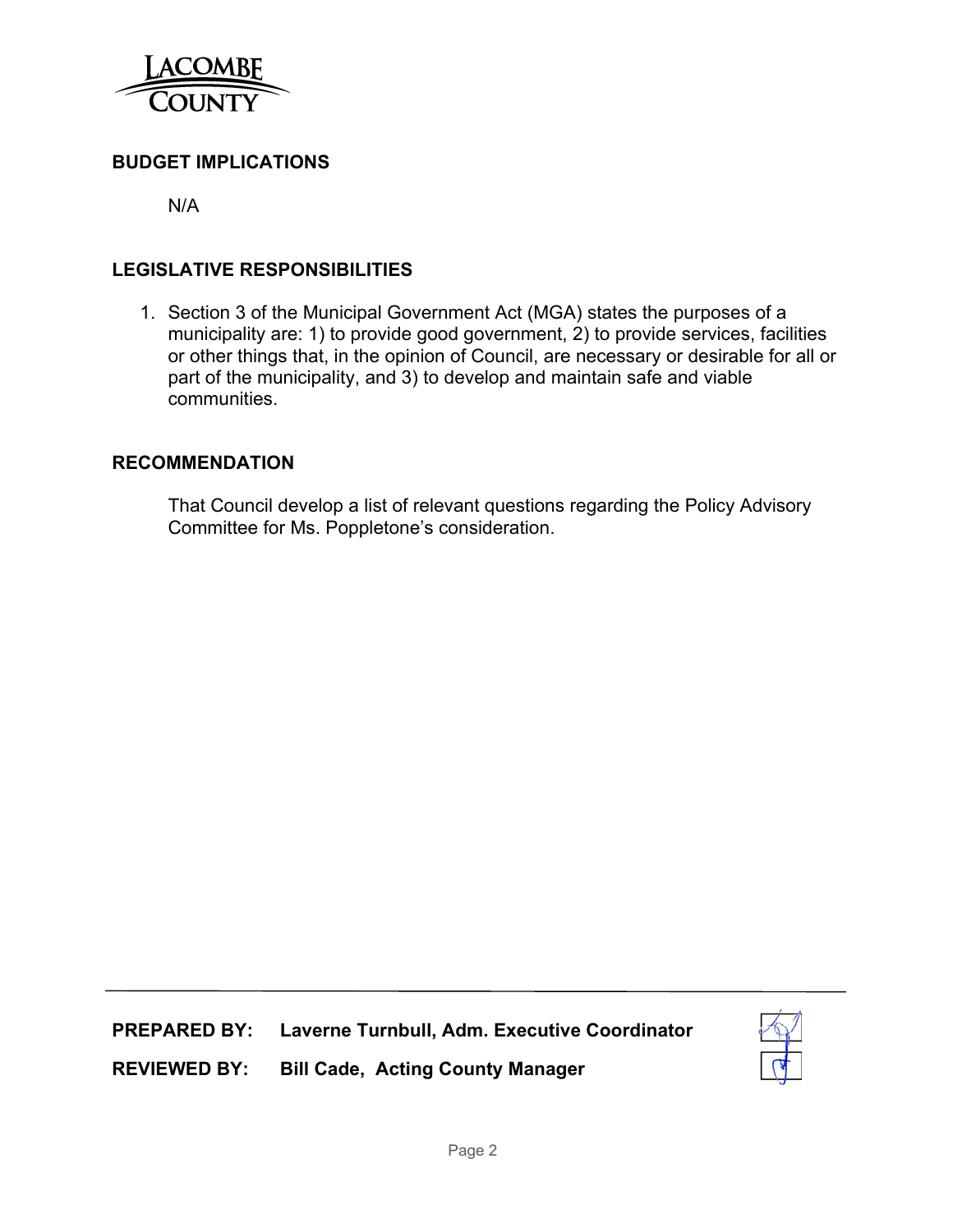## BUDGET IMPLICATIONS

N/A

## LEGISLATIVE RESPONSIBILITIES

1. Section 3 of the Municipal Government Act (MGA) states the purposes of a municipality are: 1) to provide good government, 2) to provide services, facilities or other things that, in the opinion of Council, are necessary or desirable for all or part of the municipality, and 3) to develop and maintain safe and viable communities.

## RECOMMENDATION

That Council develop a list of relevant questions regarding the Policy Advisory Committee for Ms. Poppletone's consideration.

---

**PREPARED BY:** **Laverne Turnbull, Adm. Executive Coordinator**

**REVIEWED BY:** **Bill Cade, Acting County Manager**